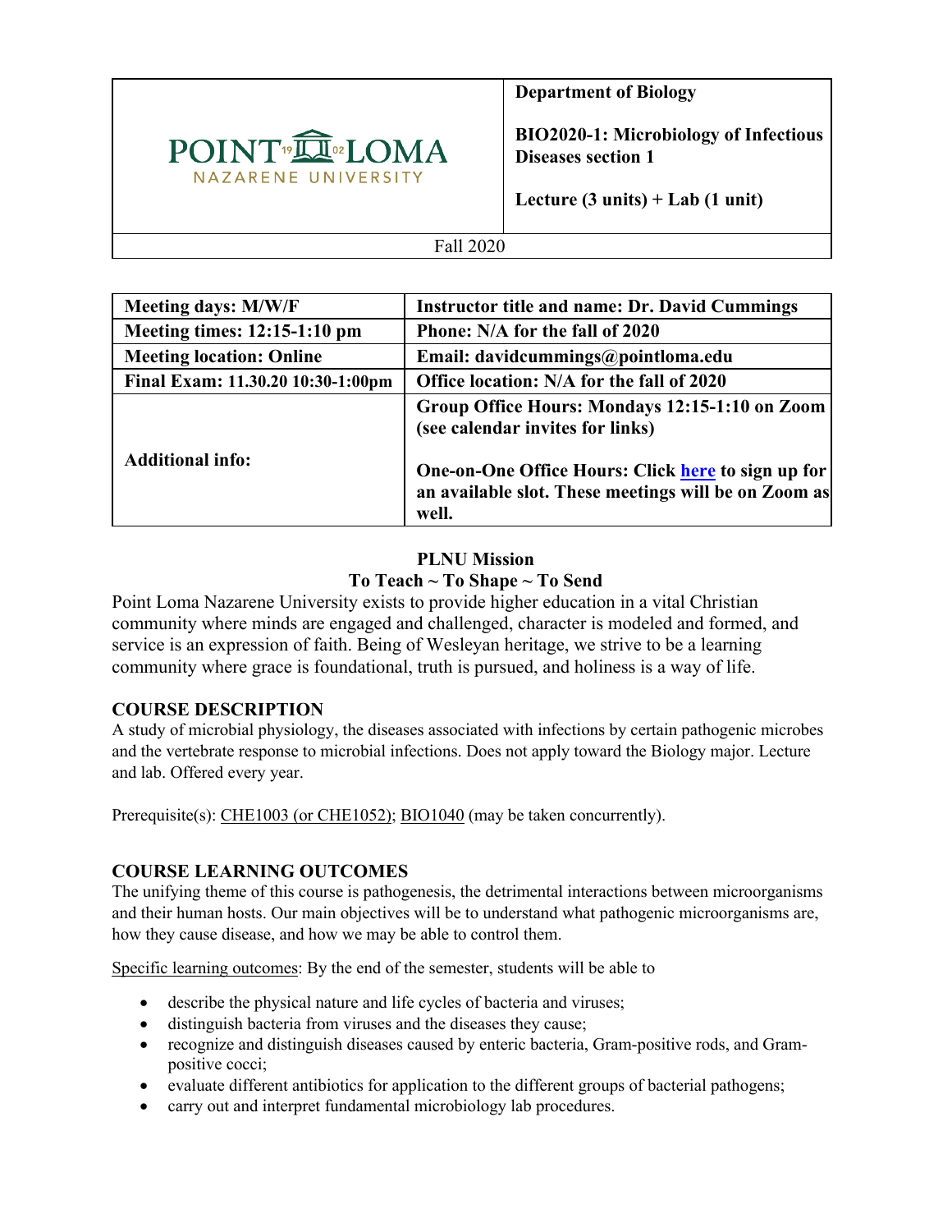| POINT LOMA NAZARENE UNIVERSITY | **Department of Biology**<br><br>**BIO2020-1: Microbiology of Infectious Diseases section 1**<br><br>**Lecture (3 units) + Lab (1 unit)** |
|---|---|
| Fall 2020 | |

| **Meeting days: M/W/F** | **Instructor title and name: Dr. David Cummings** |
|---|---|
| **Meeting times: 12:15-1:10 pm** | **Phone: N/A for the fall of 2020** |
| **Meeting location: Online** | **Email: davidcummings@pointloma.edu** |
| **Final Exam: 11.30.20 10:30-1:00pm** | **Office location: N/A for the fall of 2020** |
| **Additional info:** | **Group Office Hours: Mondays 12:15-1:10 on Zoom (see calendar invites for links)**<br><br>**One-on-One Office Hours: Click here to sign up for an available slot. These meetings will be on Zoom as well.** |

**PLNU Mission**

**To Teach ~ To Shape ~ To Send**

Point Loma Nazarene University exists to provide higher education in a vital Christian community where minds are engaged and challenged, character is modeled and formed, and service is an expression of faith. Being of Wesleyan heritage, we strive to be a learning community where grace is foundational, truth is pursued, and holiness is a way of life.

## COURSE DESCRIPTION

A study of microbial physiology, the diseases associated with infections by certain pathogenic microbes and the vertebrate response to microbial infections. Does not apply toward the Biology major. Lecture and lab. Offered every year.

Prerequisite(s): CHE1003 (or CHE1052); BIO1040 (may be taken concurrently).

## COURSE LEARNING OUTCOMES

The unifying theme of this course is pathogenesis, the detrimental interactions between microorganisms and their human hosts. Our main objectives will be to understand what pathogenic microorganisms are, how they cause disease, and how we may be able to control them.

Specific learning outcomes: By the end of the semester, students will be able to

- describe the physical nature and life cycles of bacteria and viruses;
- distinguish bacteria from viruses and the diseases they cause;
- recognize and distinguish diseases caused by enteric bacteria, Gram-positive rods, and Gram-positive cocci;
- evaluate different antibiotics for application to the different groups of bacterial pathogens;
- carry out and interpret fundamental microbiology lab procedures.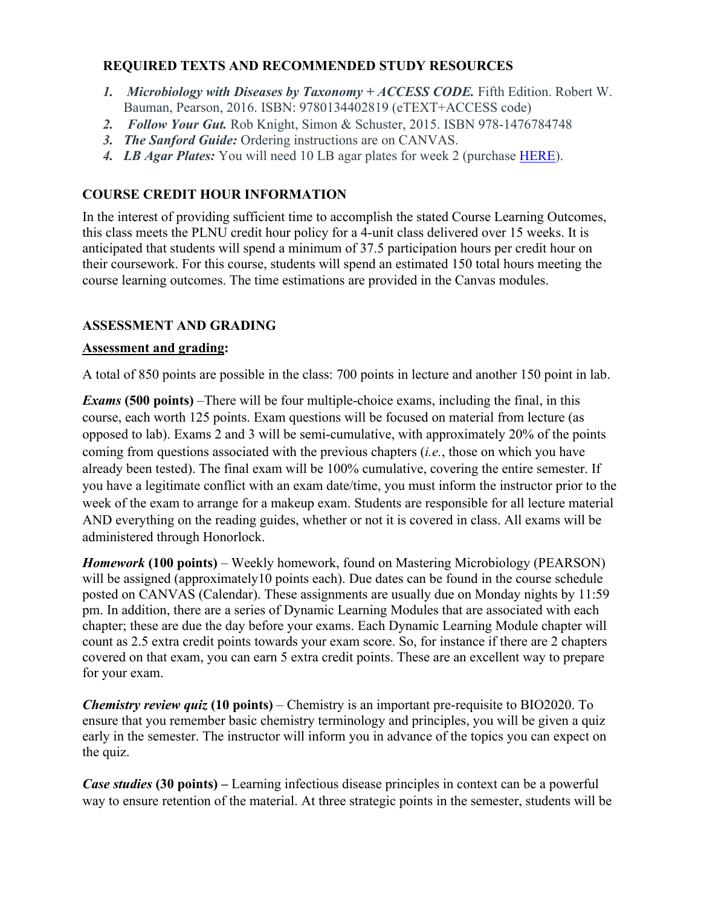## REQUIRED TEXTS AND RECOMMENDED STUDY RESOURCES

1. ***Microbiology with Diseases by Taxonomy + ACCESS CODE.*** Fifth Edition. Robert W. Bauman, Pearson, 2016. ISBN: 9780134402819 (eTEXT+ACCESS code)
2. ***Follow Your Gut.*** Rob Knight, Simon & Schuster, 2015. ISBN 978-1476784748
3. ***The Sanford Guide:*** Ordering instructions are on CANVAS.
4. ***LB Agar Plates:*** You will need 10 LB agar plates for week 2 (purchase HERE).

## COURSE CREDIT HOUR INFORMATION

In the interest of providing sufficient time to accomplish the stated Course Learning Outcomes, this class meets the PLNU credit hour policy for a 4-unit class delivered over 15 weeks. It is anticipated that students will spend a minimum of 37.5 participation hours per credit hour on their coursework. For this course, students will spend an estimated 150 total hours meeting the course learning outcomes. The time estimations are provided in the Canvas modules.

## ASSESSMENT AND GRADING

**Assessment and grading:**

A total of 850 points are possible in the class: 700 points in lecture and another 150 point in lab.

***Exams*** **(500 points)** –There will be four multiple-choice exams, including the final, in this course, each worth 125 points. Exam questions will be focused on material from lecture (as opposed to lab). Exams 2 and 3 will be semi-cumulative, with approximately 20% of the points coming from questions associated with the previous chapters (*i.e.*, those on which you have already been tested). The final exam will be 100% cumulative, covering the entire semester. If you have a legitimate conflict with an exam date/time, you must inform the instructor prior to the week of the exam to arrange for a makeup exam. Students are responsible for all lecture material AND everything on the reading guides, whether or not it is covered in class. All exams will be administered through Honorlock.

***Homework*** **(100 points)** – Weekly homework, found on Mastering Microbiology (PEARSON) will be assigned (approximately10 points each). Due dates can be found in the course schedule posted on CANVAS (Calendar). These assignments are usually due on Monday nights by 11:59 pm. In addition, there are a series of Dynamic Learning Modules that are associated with each chapter; these are due the day before your exams. Each Dynamic Learning Module chapter will count as 2.5 extra credit points towards your exam score. So, for instance if there are 2 chapters covered on that exam, you can earn 5 extra credit points. These are an excellent way to prepare for your exam.

***Chemistry review quiz*** **(10 points)** – Chemistry is an important pre-requisite to BIO2020. To ensure that you remember basic chemistry terminology and principles, you will be given a quiz early in the semester. The instructor will inform you in advance of the topics you can expect on the quiz.

***Case studies*** **(30 points) –** Learning infectious disease principles in context can be a powerful way to ensure retention of the material. At three strategic points in the semester, students will be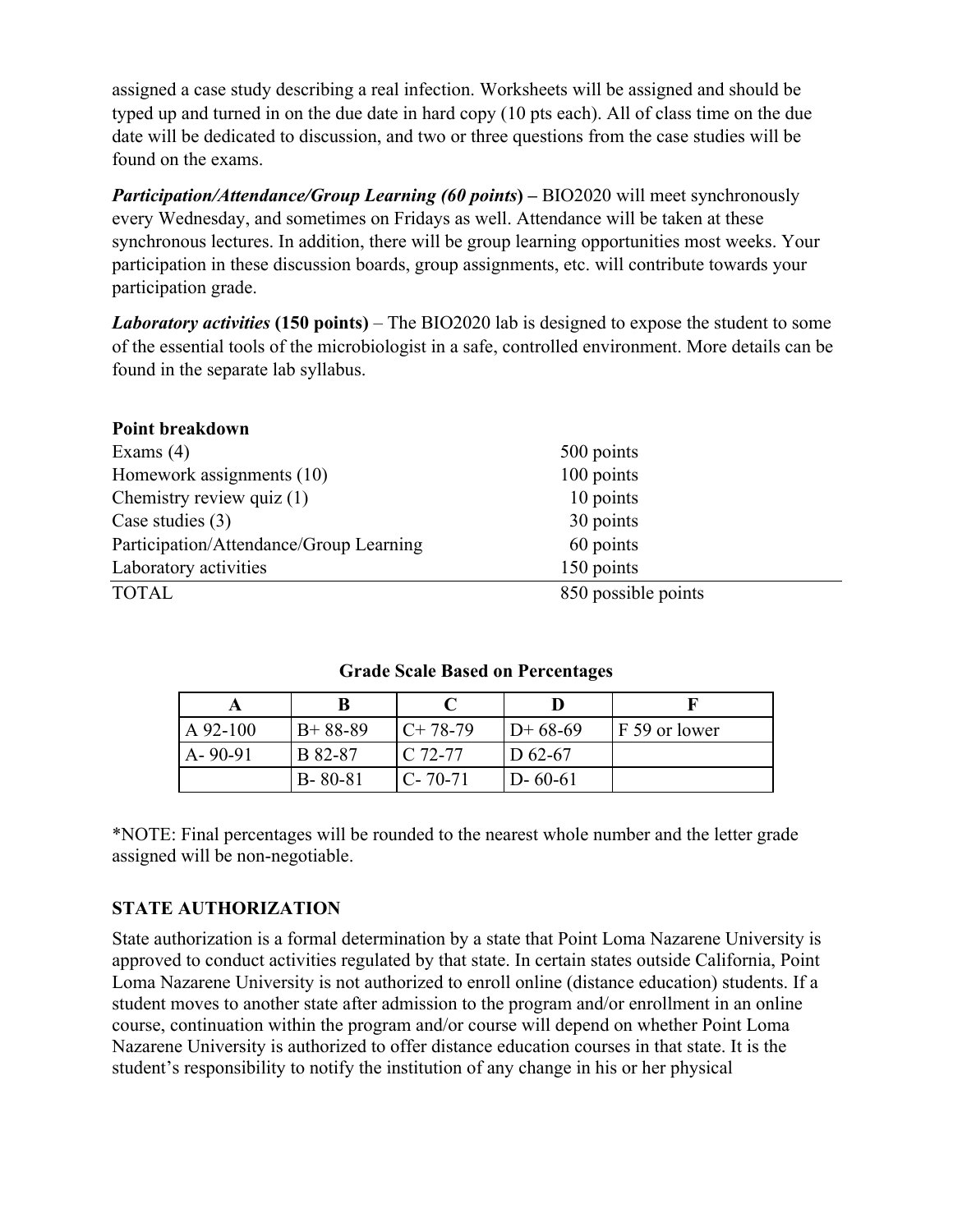assigned a case study describing a real infection. Worksheets will be assigned and should be typed up and turned in on the due date in hard copy (10 pts each). All of class time on the due date will be dedicated to discussion, and two or three questions from the case studies will be found on the exams.

***Participation/Attendance/Group Learning (60 points*)** – BIO2020 will meet synchronously every Wednesday, and sometimes on Fridays as well. Attendance will be taken at these synchronous lectures. In addition, there will be group learning opportunities most weeks. Your participation in these discussion boards, group assignments, etc. will contribute towards your participation grade.

***Laboratory activities* (150 points)** – The BIO2020 lab is designed to expose the student to some of the essential tools of the microbiologist in a safe, controlled environment. More details can be found in the separate lab syllabus.

**Point breakdown**

| | |
|---|---|
| Exams (4) | 500 points |
| Homework assignments (10) | 100 points |
| Chemistry review quiz (1) | 10 points |
| Case studies (3) | 30 points |
| Participation/Attendance/Group Learning | 60 points |
| Laboratory activities | 150 points |
| TOTAL | 850 possible points |

**Grade Scale Based on Percentages**

| A | B | C | D | F |
|---|---|---|---|---|
| A 92-100 | B+ 88-89 | C+ 78-79 | D+ 68-69 | F 59 or lower |
| A- 90-91 | B 82-87 | C 72-77 | D 62-67 | |
| | B- 80-81 | C- 70-71 | D- 60-61 | |

*NOTE: Final percentages will be rounded to the nearest whole number and the letter grade assigned will be non-negotiable.

## STATE AUTHORIZATION

State authorization is a formal determination by a state that Point Loma Nazarene University is approved to conduct activities regulated by that state. In certain states outside California, Point Loma Nazarene University is not authorized to enroll online (distance education) students. If a student moves to another state after admission to the program and/or enrollment in an online course, continuation within the program and/or course will depend on whether Point Loma Nazarene University is authorized to offer distance education courses in that state. It is the student's responsibility to notify the institution of any change in his or her physical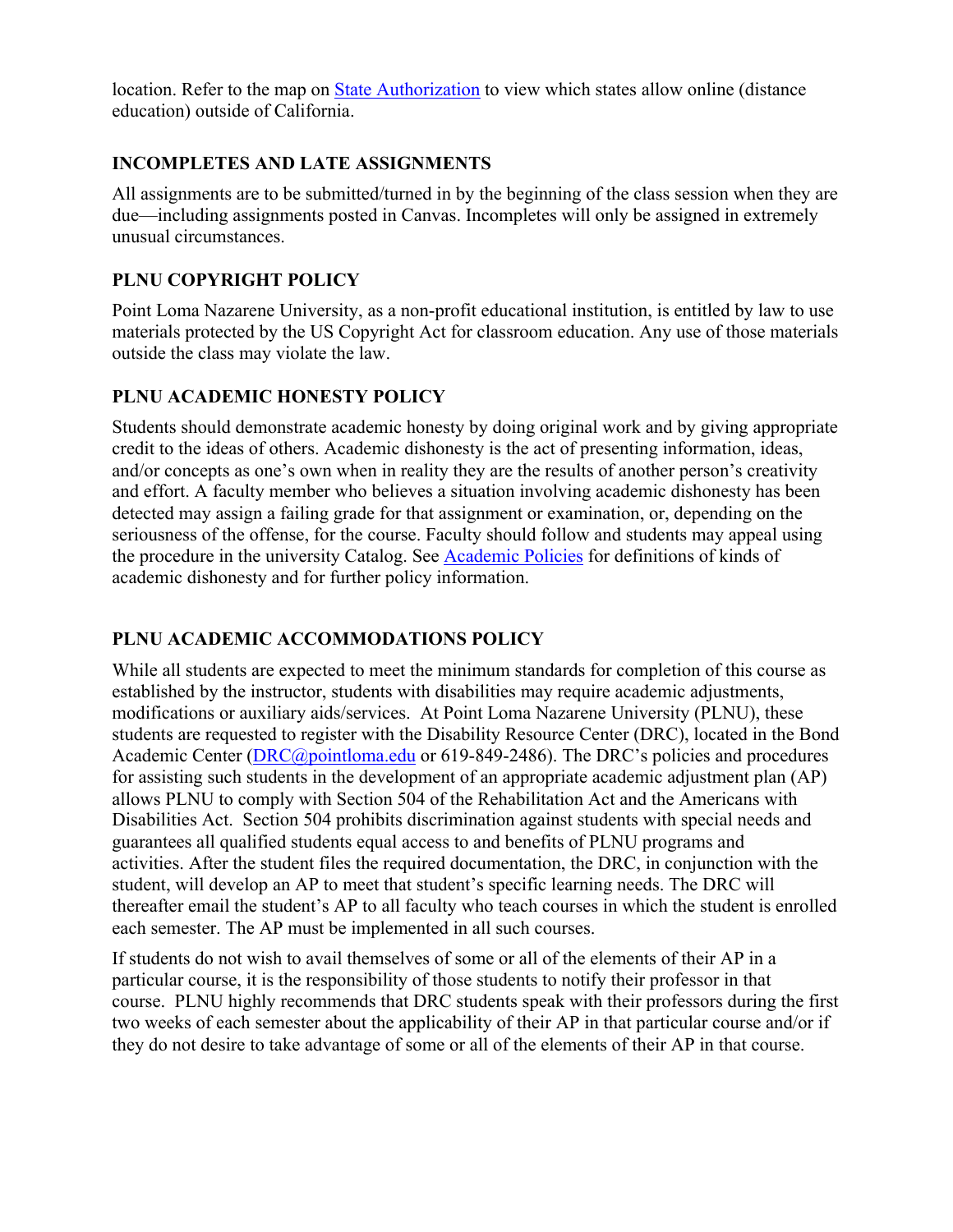location. Refer to the map on [State Authorization](#) to view which states allow online (distance education) outside of California.

## INCOMPLETES AND LATE ASSIGNMENTS

All assignments are to be submitted/turned in by the beginning of the class session when they are due—including assignments posted in Canvas. Incompletes will only be assigned in extremely unusual circumstances.

## PLNU COPYRIGHT POLICY

Point Loma Nazarene University, as a non-profit educational institution, is entitled by law to use materials protected by the US Copyright Act for classroom education. Any use of those materials outside the class may violate the law.

## PLNU ACADEMIC HONESTY POLICY

Students should demonstrate academic honesty by doing original work and by giving appropriate credit to the ideas of others. Academic dishonesty is the act of presenting information, ideas, and/or concepts as one's own when in reality they are the results of another person's creativity and effort. A faculty member who believes a situation involving academic dishonesty has been detected may assign a failing grade for that assignment or examination, or, depending on the seriousness of the offense, for the course. Faculty should follow and students may appeal using the procedure in the university Catalog. See [Academic Policies](#) for definitions of kinds of academic dishonesty and for further policy information.

## PLNU ACADEMIC ACCOMMODATIONS POLICY

While all students are expected to meet the minimum standards for completion of this course as established by the instructor, students with disabilities may require academic adjustments, modifications or auxiliary aids/services. At Point Loma Nazarene University (PLNU), these students are requested to register with the Disability Resource Center (DRC), located in the Bond Academic Center (DRC@pointloma.edu or 619-849-2486). The DRC's policies and procedures for assisting such students in the development of an appropriate academic adjustment plan (AP) allows PLNU to comply with Section 504 of the Rehabilitation Act and the Americans with Disabilities Act. Section 504 prohibits discrimination against students with special needs and guarantees all qualified students equal access to and benefits of PLNU programs and activities. After the student files the required documentation, the DRC, in conjunction with the student, will develop an AP to meet that student's specific learning needs. The DRC will thereafter email the student's AP to all faculty who teach courses in which the student is enrolled each semester. The AP must be implemented in all such courses.

If students do not wish to avail themselves of some or all of the elements of their AP in a particular course, it is the responsibility of those students to notify their professor in that course. PLNU highly recommends that DRC students speak with their professors during the first two weeks of each semester about the applicability of their AP in that particular course and/or if they do not desire to take advantage of some or all of the elements of their AP in that course.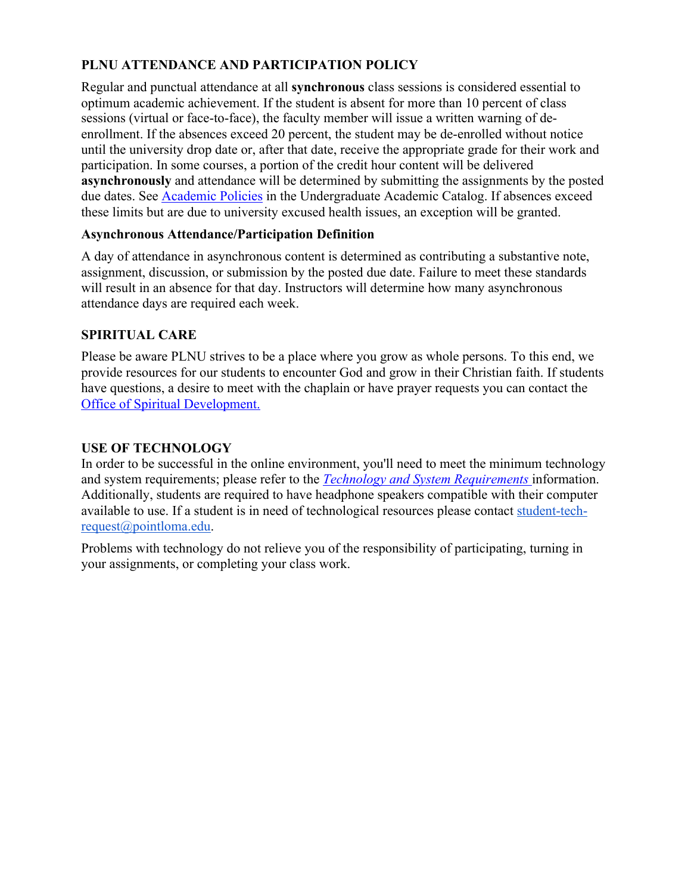## PLNU ATTENDANCE AND PARTICIPATION POLICY

Regular and punctual attendance at all **synchronous** class sessions is considered essential to optimum academic achievement. If the student is absent for more than 10 percent of class sessions (virtual or face-to-face), the faculty member will issue a written warning of de-enrollment. If the absences exceed 20 percent, the student may be de-enrolled without notice until the university drop date or, after that date, receive the appropriate grade for their work and participation. In some courses, a portion of the credit hour content will be delivered **asynchronously** and attendance will be determined by submitting the assignments by the posted due dates. See Academic Policies in the Undergraduate Academic Catalog. If absences exceed these limits but are due to university excused health issues, an exception will be granted.

### Asynchronous Attendance/Participation Definition

A day of attendance in asynchronous content is determined as contributing a substantive note, assignment, discussion, or submission by the posted due date. Failure to meet these standards will result in an absence for that day. Instructors will determine how many asynchronous attendance days are required each week.

## SPIRITUAL CARE

Please be aware PLNU strives to be a place where you grow as whole persons. To this end, we provide resources for our students to encounter God and grow in their Christian faith. If students have questions, a desire to meet with the chaplain or have prayer requests you can contact the Office of Spiritual Development.

## USE OF TECHNOLOGY

In order to be successful in the online environment, you'll need to meet the minimum technology and system requirements; please refer to the *Technology and System Requirements* information. Additionally, students are required to have headphone speakers compatible with their computer available to use. If a student is in need of technological resources please contact student-tech-request@pointloma.edu.

Problems with technology do not relieve you of the responsibility of participating, turning in your assignments, or completing your class work.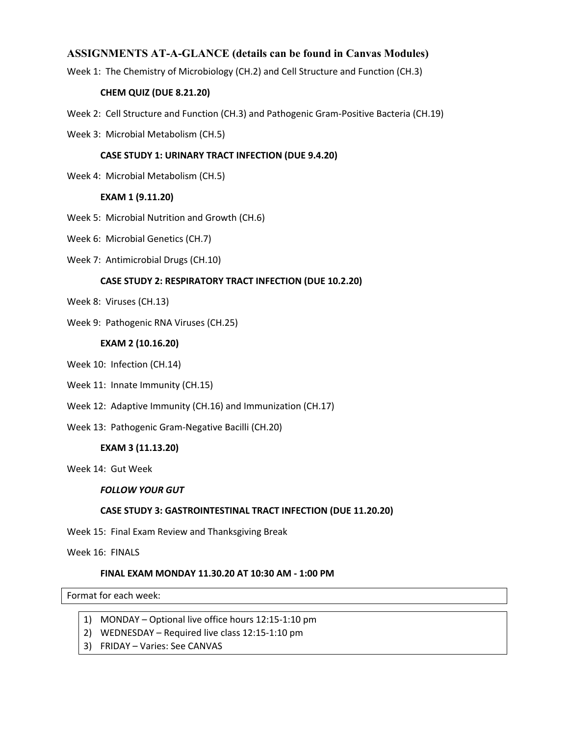## ASSIGNMENTS AT-A-GLANCE (details can be found in Canvas Modules)

Week 1: The Chemistry of Microbiology (CH.2) and Cell Structure and Function (CH.3)

**CHEM QUIZ (DUE 8.21.20)**

Week 2: Cell Structure and Function (CH.3) and Pathogenic Gram-Positive Bacteria (CH.19)

Week 3: Microbial Metabolism (CH.5)

**CASE STUDY 1: URINARY TRACT INFECTION (DUE 9.4.20)**

Week 4: Microbial Metabolism (CH.5)

**EXAM 1 (9.11.20)**

Week 5: Microbial Nutrition and Growth (CH.6)

Week 6: Microbial Genetics (CH.7)

Week 7: Antimicrobial Drugs (CH.10)

**CASE STUDY 2: RESPIRATORY TRACT INFECTION (DUE 10.2.20)**

Week 8: Viruses (CH.13)

Week 9: Pathogenic RNA Viruses (CH.25)

**EXAM 2 (10.16.20)**

Week 10: Infection (CH.14)

Week 11: Innate Immunity (CH.15)

Week 12: Adaptive Immunity (CH.16) and Immunization (CH.17)

Week 13: Pathogenic Gram-Negative Bacilli (CH.20)

**EXAM 3 (11.13.20)**

Week 14: Gut Week

***FOLLOW YOUR GUT***

**CASE STUDY 3: GASTROINTESTINAL TRACT INFECTION (DUE 11.20.20)**

Week 15: Final Exam Review and Thanksgiving Break

Week 16: FINALS

**FINAL EXAM MONDAY 11.30.20 AT 10:30 AM - 1:00 PM**

Format for each week:

1) MONDAY – Optional live office hours 12:15-1:10 pm
2) WEDNESDAY – Required live class 12:15-1:10 pm
3) FRIDAY – Varies: See CANVAS